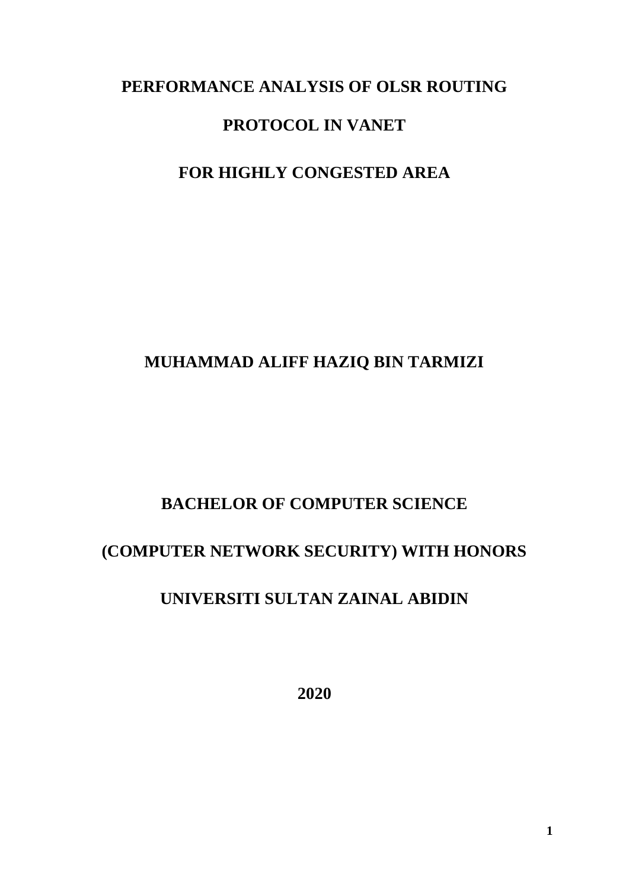# PERFORMANCE ANALYSIS OF OLSR ROUTING PROTOCOL IN VANET FOR HIGHLY CONGESTED AREA

**MUHAMMAD ALIFF HAZIQ BIN TARMIZI**

**BACHELOR OF COMPUTER SCIENCE**

**(COMPUTER NETWORK SECURITY) WITH HONORS**

**UNIVERSITI SULTAN ZAINAL ABIDIN**

**2020**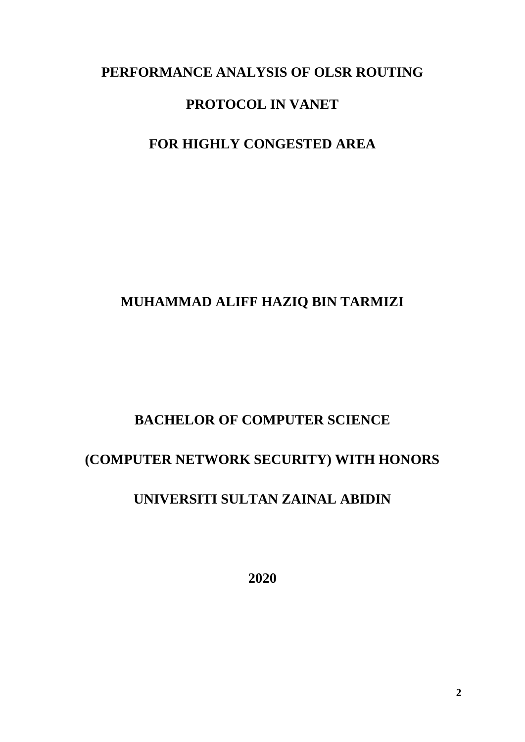# PERFORMANCE ANALYSIS OF OLSR ROUTING PROTOCOL IN VANET FOR HIGHLY CONGESTED AREA

**MUHAMMAD ALIFF HAZIQ BIN TARMIZI**

**BACHELOR OF COMPUTER SCIENCE**

**(COMPUTER NETWORK SECURITY) WITH HONORS**

**UNIVERSITI SULTAN ZAINAL ABIDIN**

**2020**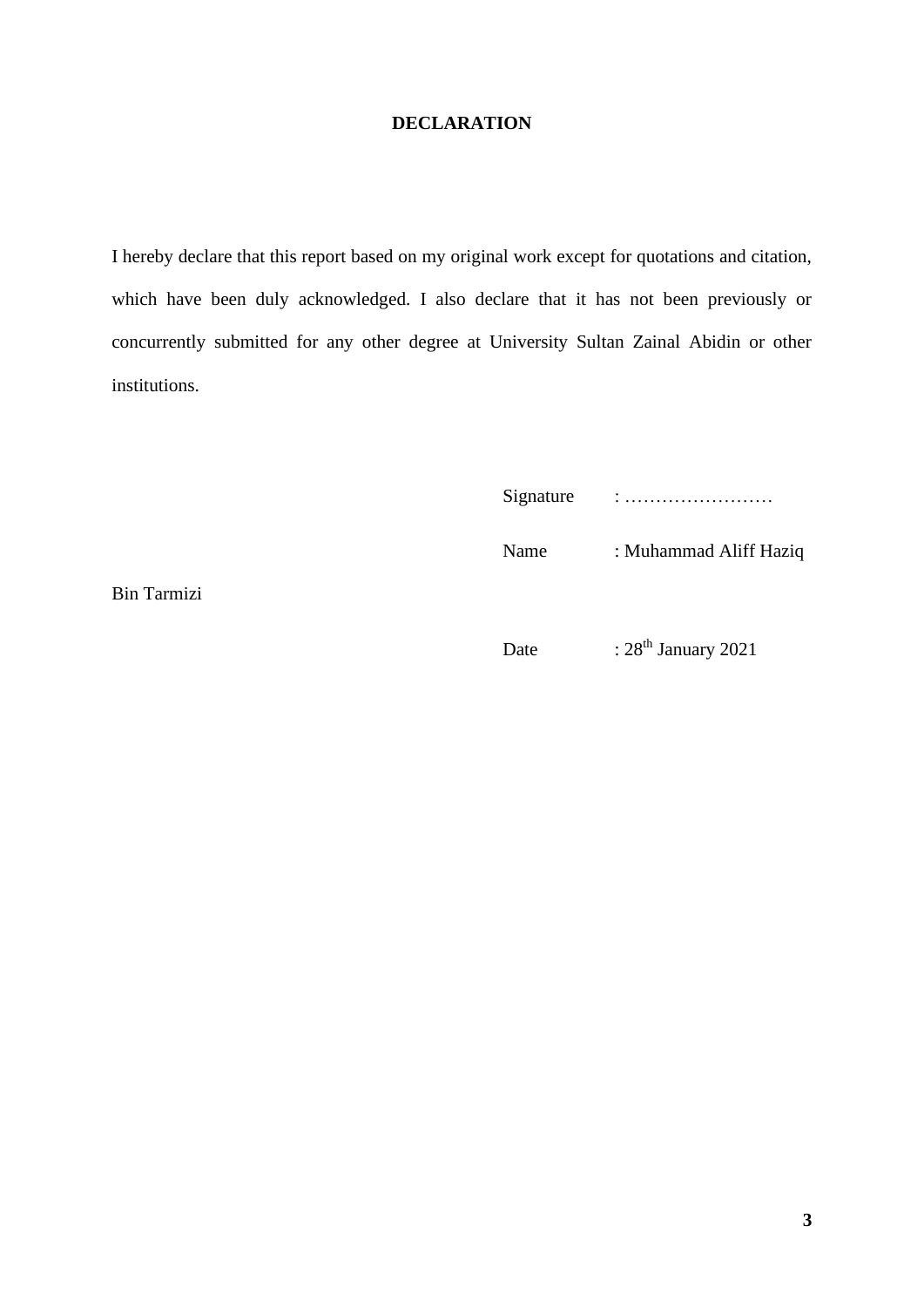**DECLARATION**

I hereby declare that this report based on my original work except for quotations and citation, which have been duly acknowledged. I also declare that it has not been previously or concurrently submitted for any other degree at University Sultan Zainal Abidin or other institutions.

Signature : ……………………

Name : Muhammad Aliff Haziq Bin Tarmizi

Date : 28th January 2021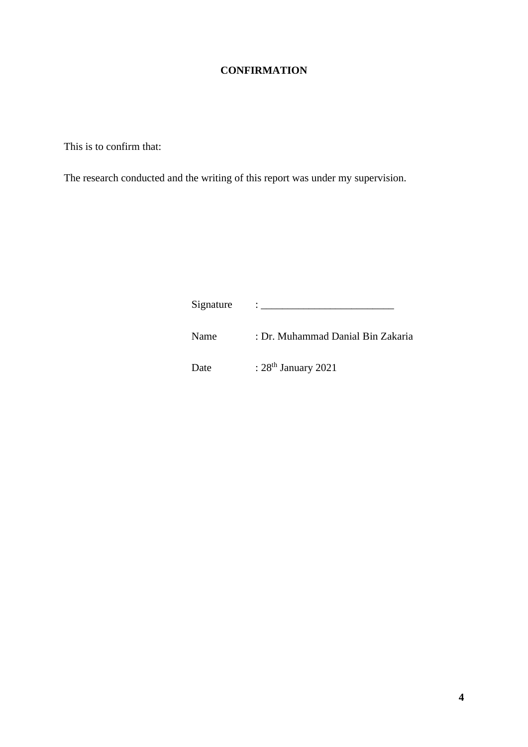# CONFIRMATION

This is to confirm that:

The research conducted and the writing of this report was under my supervision.

Signature : _________________________

Name : Dr. Muhammad Danial Bin Zakaria

Date : 28th January 2021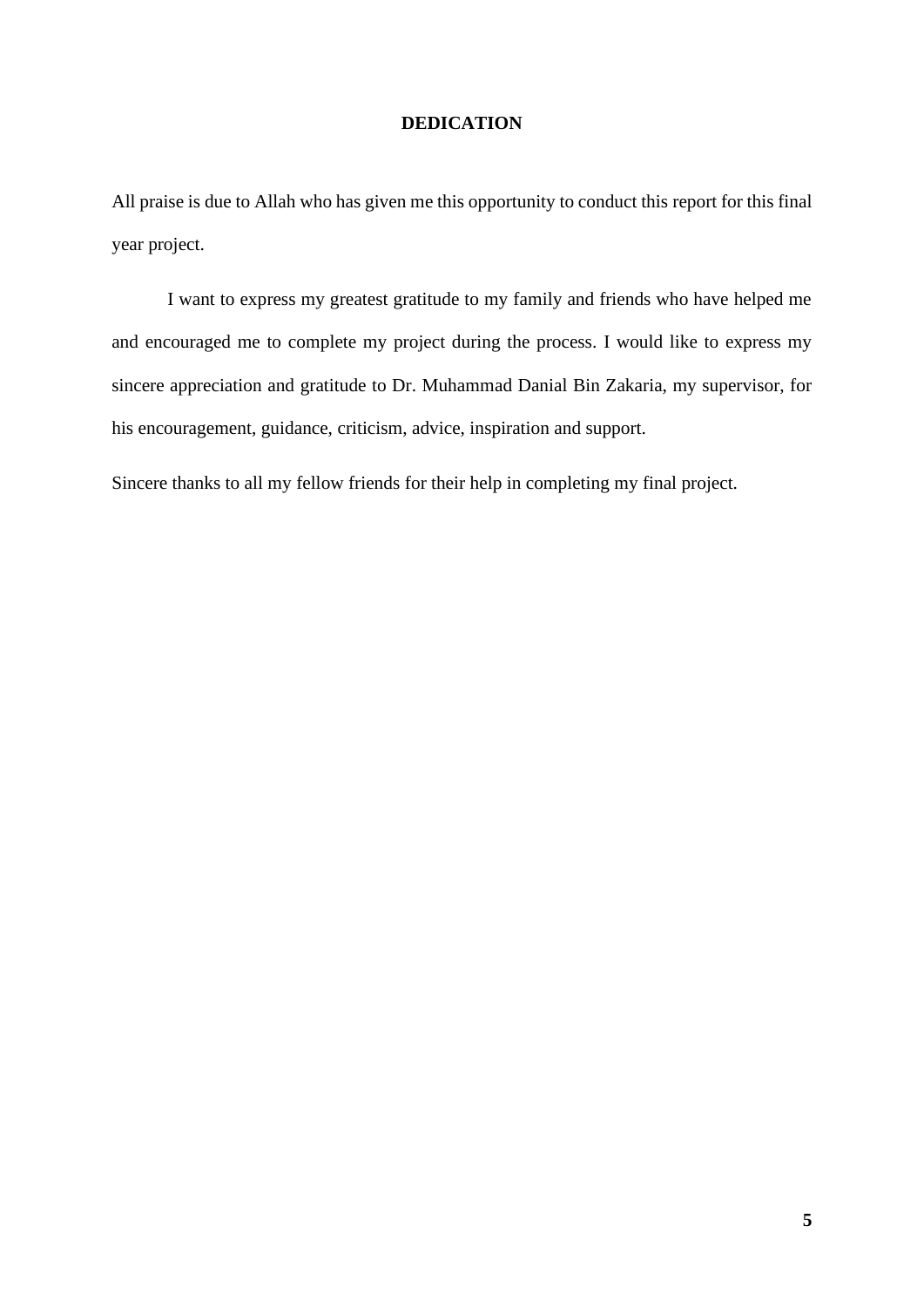# DEDICATION

All praise is due to Allah who has given me this opportunity to conduct this report for this final year project.

I want to express my greatest gratitude to my family and friends who have helped me and encouraged me to complete my project during the process. I would like to express my sincere appreciation and gratitude to Dr. Muhammad Danial Bin Zakaria, my supervisor, for his encouragement, guidance, criticism, advice, inspiration and support.

Sincere thanks to all my fellow friends for their help in completing my final project.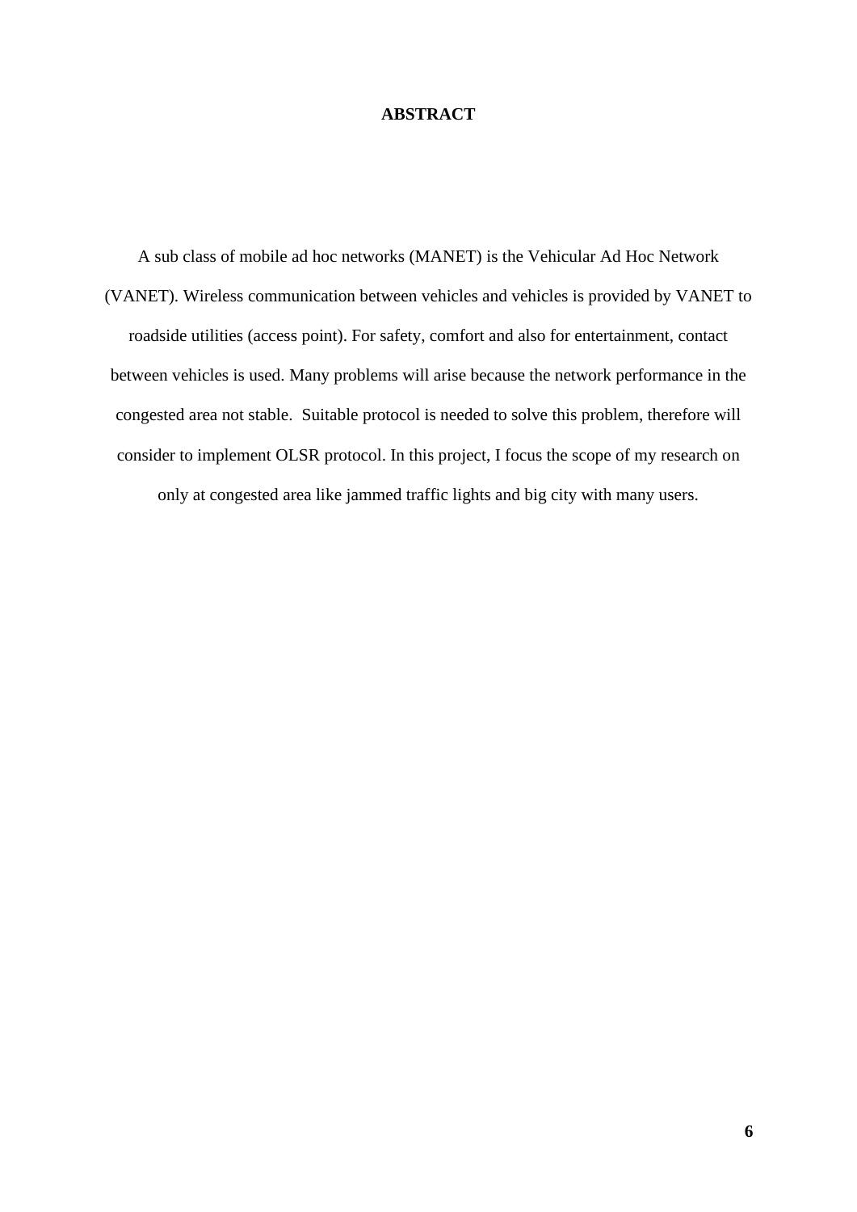# ABSTRACT

A sub class of mobile ad hoc networks (MANET) is the Vehicular Ad Hoc Network (VANET). Wireless communication between vehicles and vehicles is provided by VANET to roadside utilities (access point). For safety, comfort and also for entertainment, contact between vehicles is used. Many problems will arise because the network performance in the congested area not stable. Suitable protocol is needed to solve this problem, therefore will consider to implement OLSR protocol. In this project, I focus the scope of my research on only at congested area like jammed traffic lights and big city with many users.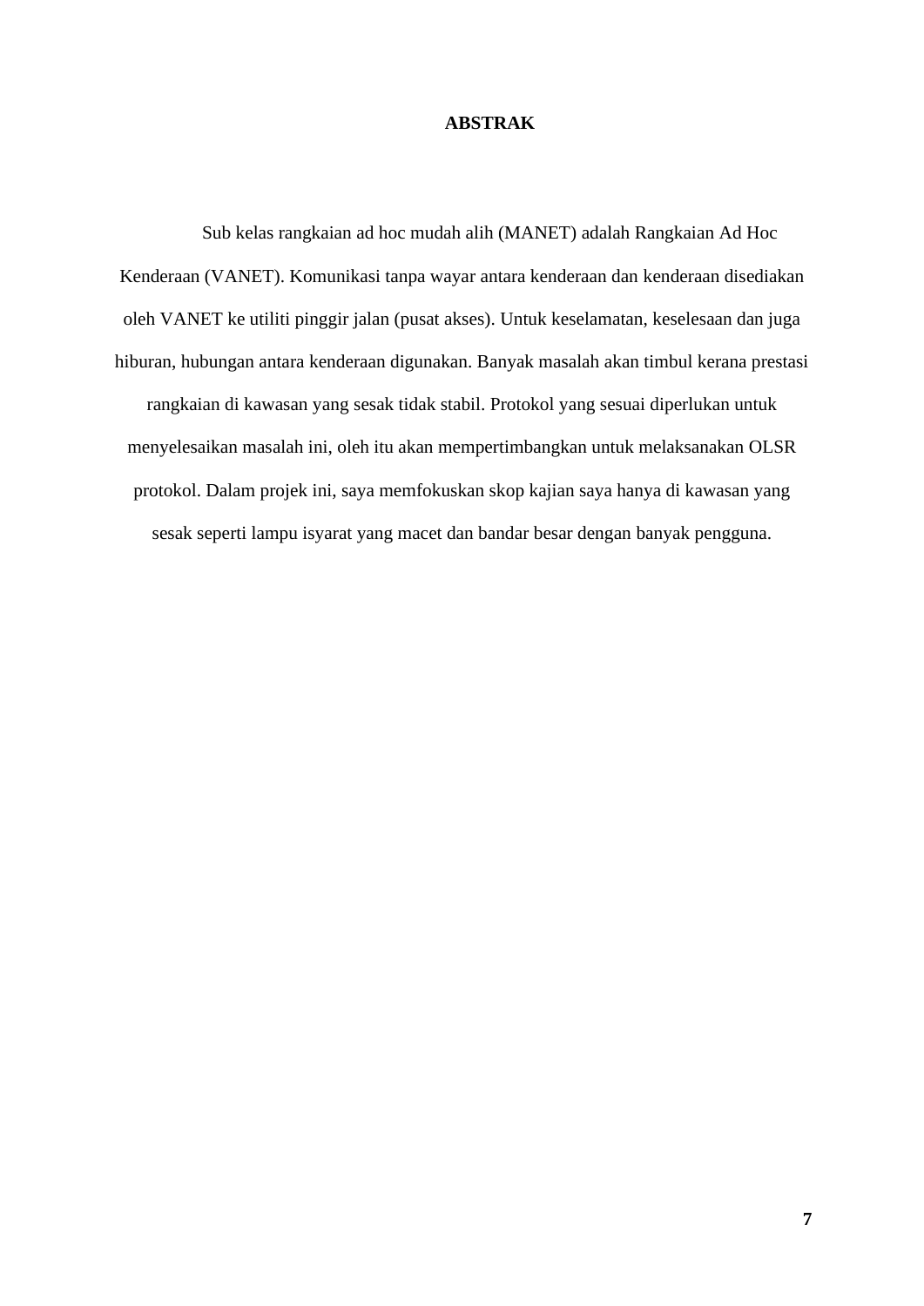# ABSTRAK

Sub kelas rangkaian ad hoc mudah alih (MANET) adalah Rangkaian Ad Hoc Kenderaan (VANET). Komunikasi tanpa wayar antara kenderaan dan kenderaan disediakan oleh VANET ke utiliti pinggir jalan (pusat akses). Untuk keselamatan, keselesaan dan juga hiburan, hubungan antara kenderaan digunakan. Banyak masalah akan timbul kerana prestasi rangkaian di kawasan yang sesak tidak stabil. Protokol yang sesuai diperlukan untuk menyelesaikan masalah ini, oleh itu akan mempertimbangkan untuk melaksanakan OLSR protokol. Dalam projek ini, saya memfokuskan skop kajian saya hanya di kawasan yang sesak seperti lampu isyarat yang macet dan bandar besar dengan banyak pengguna.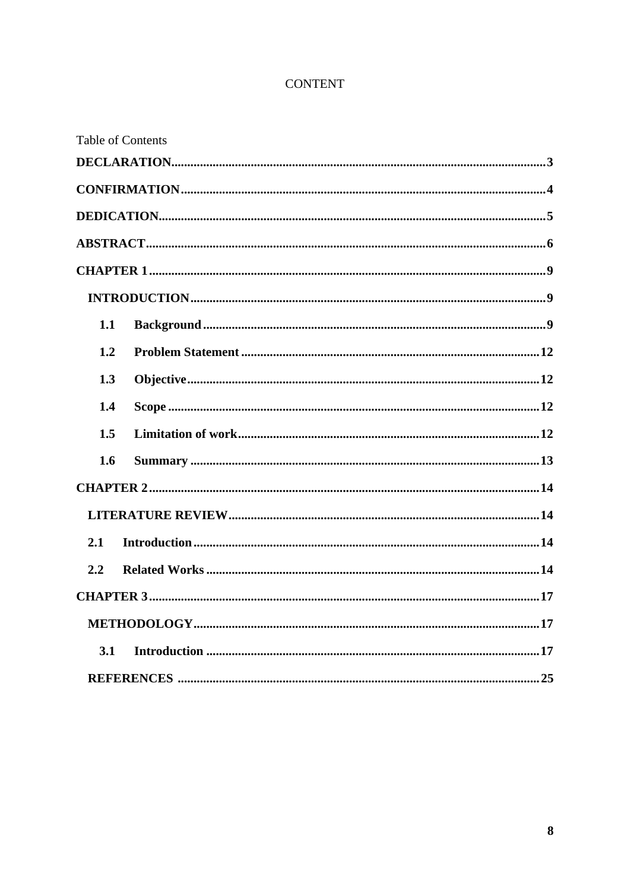CONTENT

Table of Contents

**DECLARATION** .......... **3**

**CONFIRMATION** .......... **4**

**DEDICATION** .......... **5**

**ABSTRACT** .......... **6**

**CHAPTER 1** .......... **9**

- **INTRODUCTION** .......... **9**
  - **1.1 Background** .......... **9**
  - **1.2 Problem Statement** .......... **12**
  - **1.3 Objective** .......... **12**
  - **1.4 Scope** .......... **12**
  - **1.5 Limitation of work** .......... **12**
  - **1.6 Summary** .......... **13**

**CHAPTER 2** .......... **14**

- **LITERATURE REVIEW** .......... **14**
- **2.1 Introduction** .......... **14**
- **2.2 Related Works** .......... **14**

**CHAPTER 3** .......... **17**

- **METHODOLOGY** .......... **17**
  - **3.1 Introduction** .......... **17**
- **REFERENCES** .......... **25**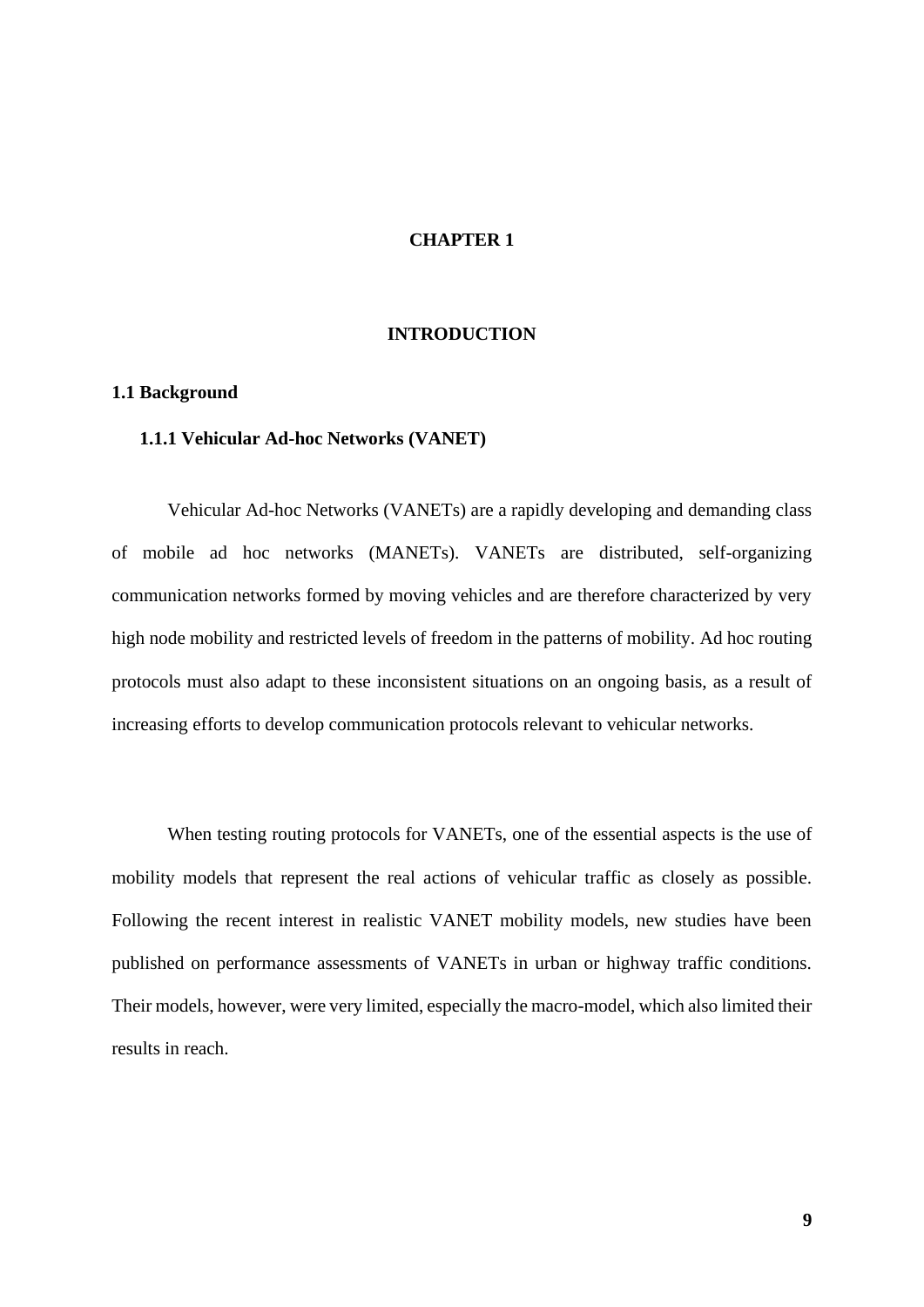# CHAPTER 1

# INTRODUCTION

## 1.1 Background

### 1.1.1 Vehicular Ad-hoc Networks (VANET)

Vehicular Ad-hoc Networks (VANETs) are a rapidly developing and demanding class of mobile ad hoc networks (MANETs). VANETs are distributed, self-organizing communication networks formed by moving vehicles and are therefore characterized by very high node mobility and restricted levels of freedom in the patterns of mobility. Ad hoc routing protocols must also adapt to these inconsistent situations on an ongoing basis, as a result of increasing efforts to develop communication protocols relevant to vehicular networks.

When testing routing protocols for VANETs, one of the essential aspects is the use of mobility models that represent the real actions of vehicular traffic as closely as possible. Following the recent interest in realistic VANET mobility models, new studies have been published on performance assessments of VANETs in urban or highway traffic conditions. Their models, however, were very limited, especially the macro-model, which also limited their results in reach.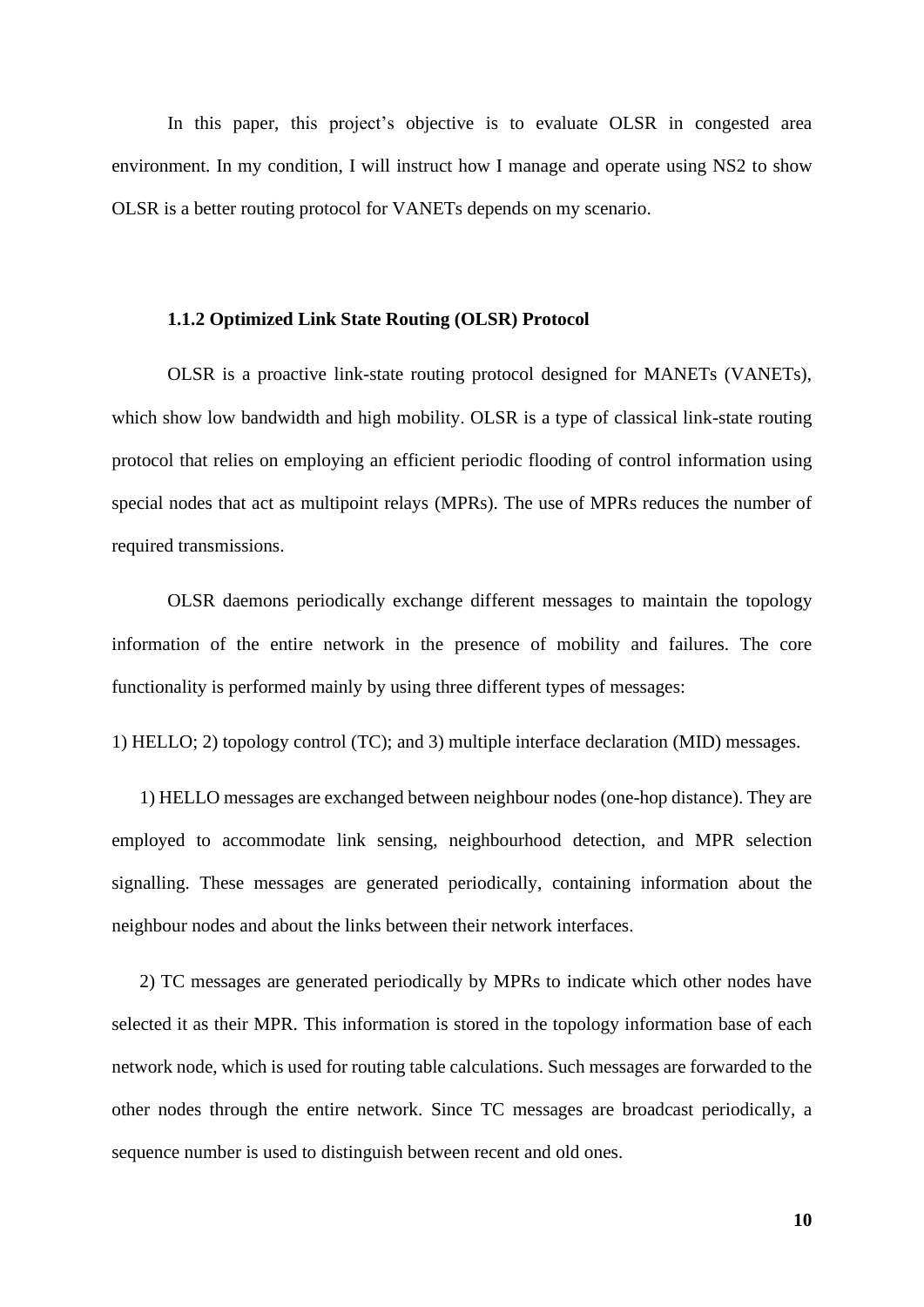In this paper, this project's objective is to evaluate OLSR in congested area environment. In my condition, I will instruct how I manage and operate using NS2 to show OLSR is a better routing protocol for VANETs depends on my scenario.

### 1.1.2 Optimized Link State Routing (OLSR) Protocol

OLSR is a proactive link-state routing protocol designed for MANETs (VANETs), which show low bandwidth and high mobility. OLSR is a type of classical link-state routing protocol that relies on employing an efficient periodic flooding of control information using special nodes that act as multipoint relays (MPRs). The use of MPRs reduces the number of required transmissions.

OLSR daemons periodically exchange different messages to maintain the topology information of the entire network in the presence of mobility and failures. The core functionality is performed mainly by using three different types of messages:

1) HELLO; 2) topology control (TC); and 3) multiple interface declaration (MID) messages.

1) HELLO messages are exchanged between neighbour nodes (one-hop distance). They are employed to accommodate link sensing, neighbourhood detection, and MPR selection signalling. These messages are generated periodically, containing information about the neighbour nodes and about the links between their network interfaces.

2) TC messages are generated periodically by MPRs to indicate which other nodes have selected it as their MPR. This information is stored in the topology information base of each network node, which is used for routing table calculations. Such messages are forwarded to the other nodes through the entire network. Since TC messages are broadcast periodically, a sequence number is used to distinguish between recent and old ones.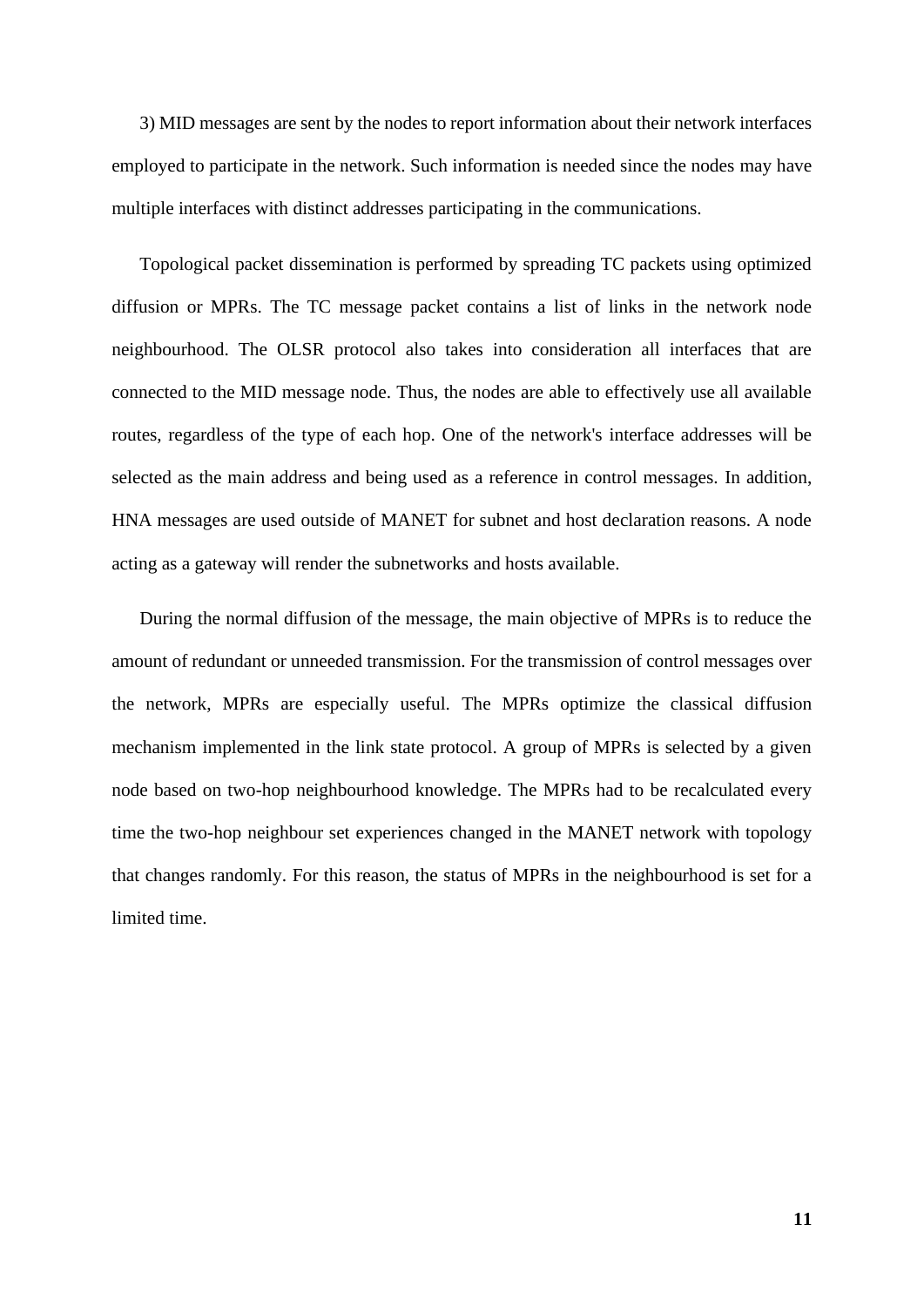3) MID messages are sent by the nodes to report information about their network interfaces employed to participate in the network. Such information is needed since the nodes may have multiple interfaces with distinct addresses participating in the communications.

Topological packet dissemination is performed by spreading TC packets using optimized diffusion or MPRs. The TC message packet contains a list of links in the network node neighbourhood. The OLSR protocol also takes into consideration all interfaces that are connected to the MID message node. Thus, the nodes are able to effectively use all available routes, regardless of the type of each hop. One of the network's interface addresses will be selected as the main address and being used as a reference in control messages. In addition, HNA messages are used outside of MANET for subnet and host declaration reasons. A node acting as a gateway will render the subnetworks and hosts available.

During the normal diffusion of the message, the main objective of MPRs is to reduce the amount of redundant or unneeded transmission. For the transmission of control messages over the network, MPRs are especially useful. The MPRs optimize the classical diffusion mechanism implemented in the link state protocol. A group of MPRs is selected by a given node based on two-hop neighbourhood knowledge. The MPRs had to be recalculated every time the two-hop neighbour set experiences changed in the MANET network with topology that changes randomly. For this reason, the status of MPRs in the neighbourhood is set for a limited time.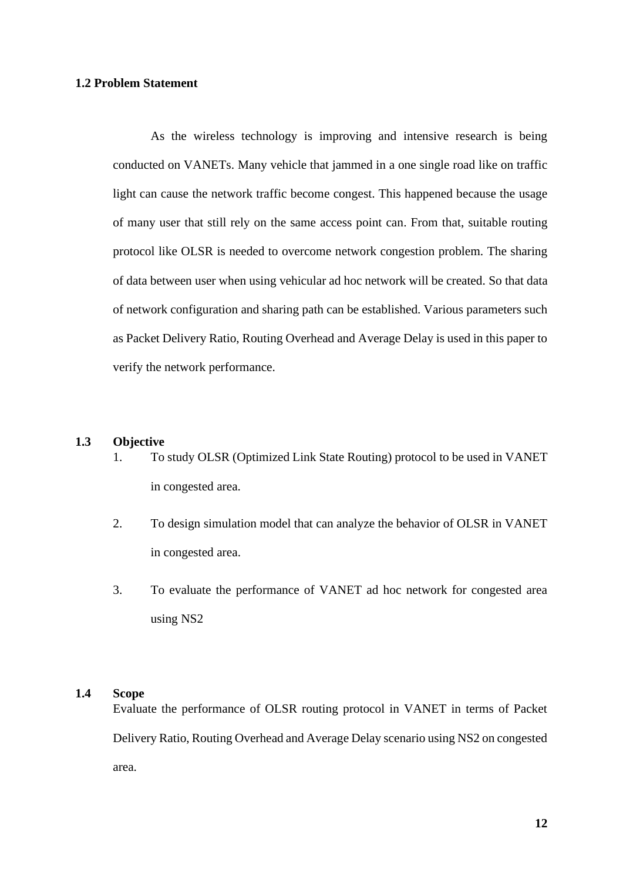## 1.2 Problem Statement

As the wireless technology is improving and intensive research is being conducted on VANETs. Many vehicle that jammed in a one single road like on traffic light can cause the network traffic become congest. This happened because the usage of many user that still rely on the same access point can. From that, suitable routing protocol like OLSR is needed to overcome network congestion problem. The sharing of data between user when using vehicular ad hoc network will be created. So that data of network configuration and sharing path can be established. Various parameters such as Packet Delivery Ratio, Routing Overhead and Average Delay is used in this paper to verify the network performance.

## 1.3 Objective

1. To study OLSR (Optimized Link State Routing) protocol to be used in VANET in congested area.
2. To design simulation model that can analyze the behavior of OLSR in VANET in congested area.
3. To evaluate the performance of VANET ad hoc network for congested area using NS2

## 1.4 Scope

Evaluate the performance of OLSR routing protocol in VANET in terms of Packet Delivery Ratio, Routing Overhead and Average Delay scenario using NS2 on congested area.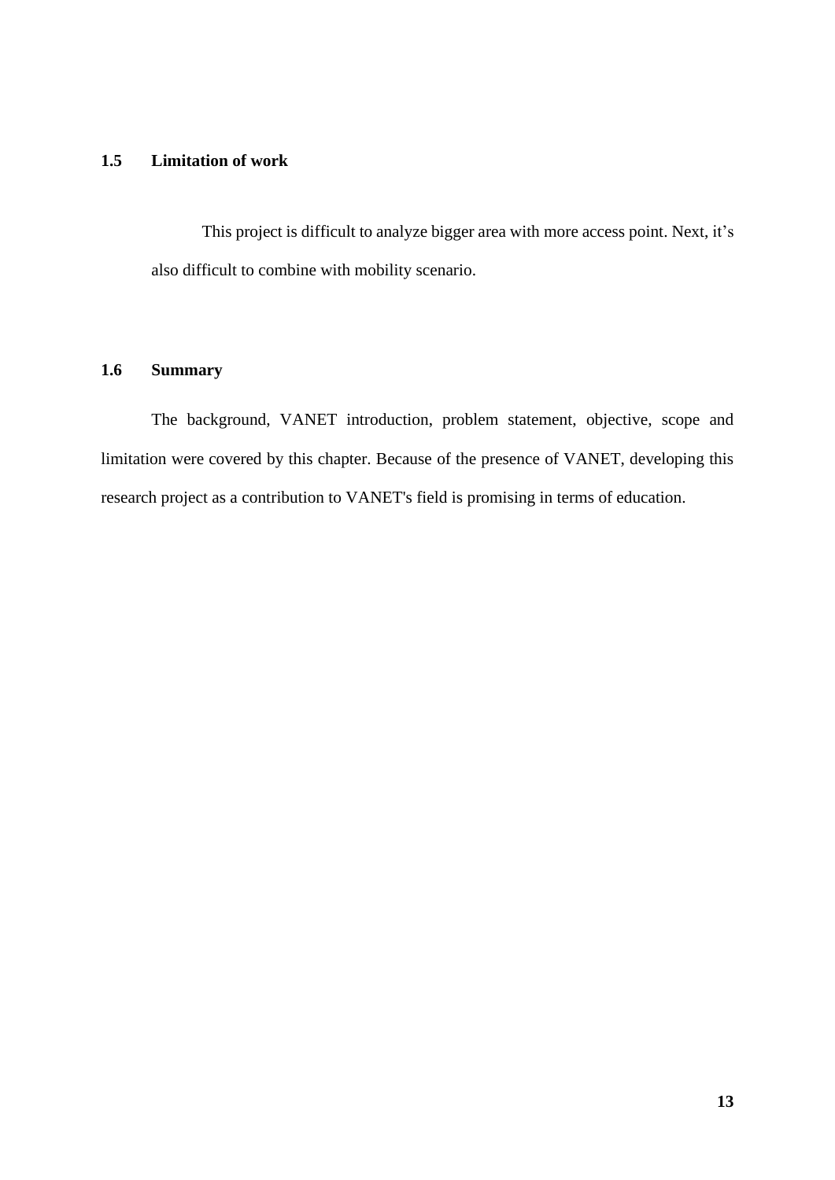### 1.5 Limitation of work

This project is difficult to analyze bigger area with more access point. Next, it's also difficult to combine with mobility scenario.

### 1.6 Summary

The background, VANET introduction, problem statement, objective, scope and limitation were covered by this chapter. Because of the presence of VANET, developing this research project as a contribution to VANET's field is promising in terms of education.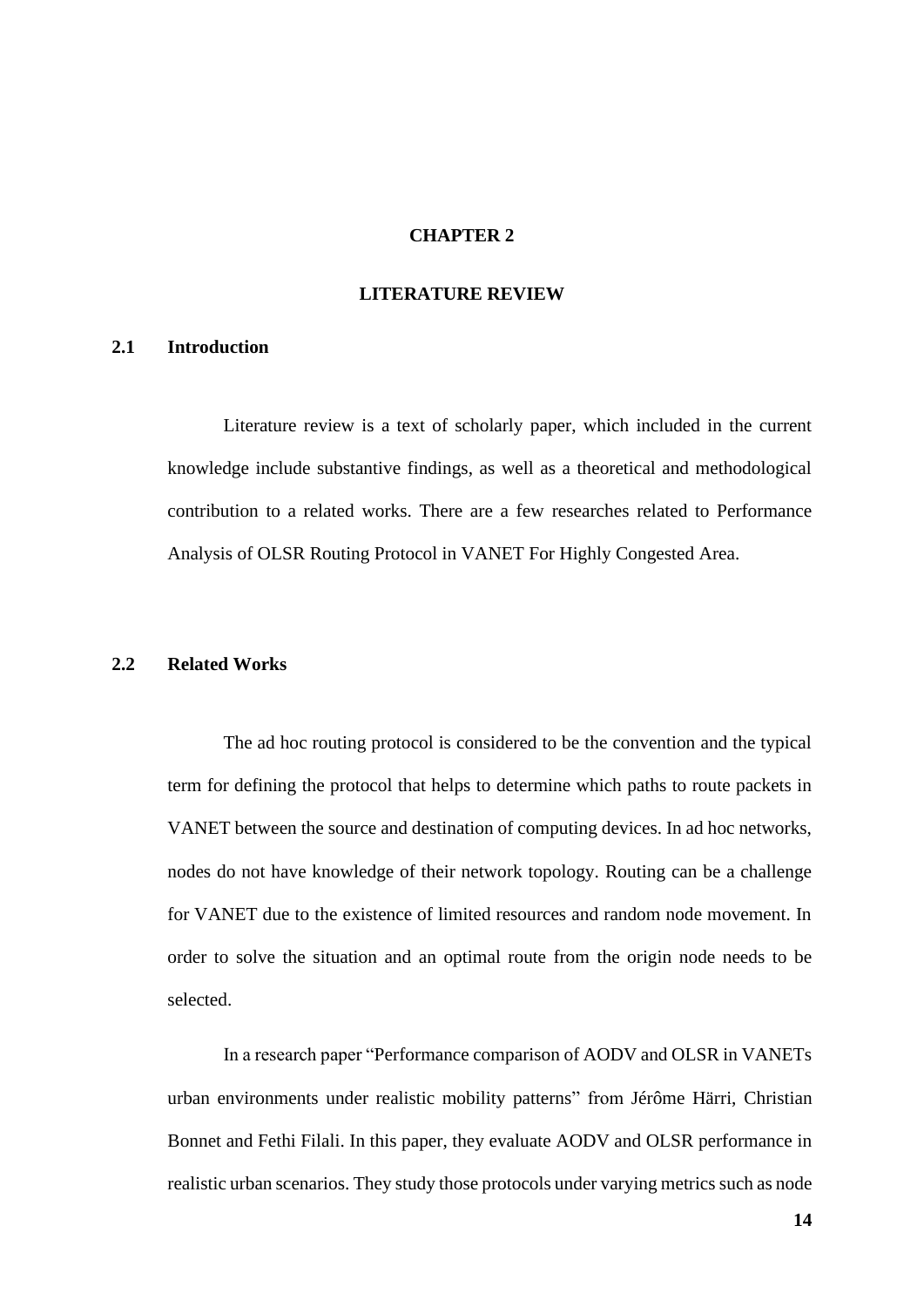# CHAPTER 2

# LITERATURE REVIEW

## 2.1 Introduction

Literature review is a text of scholarly paper, which included in the current knowledge include substantive findings, as well as a theoretical and methodological contribution to a related works. There are a few researches related to Performance Analysis of OLSR Routing Protocol in VANET For Highly Congested Area.

## 2.2 Related Works

The ad hoc routing protocol is considered to be the convention and the typical term for defining the protocol that helps to determine which paths to route packets in VANET between the source and destination of computing devices. In ad hoc networks, nodes do not have knowledge of their network topology. Routing can be a challenge for VANET due to the existence of limited resources and random node movement. In order to solve the situation and an optimal route from the origin node needs to be selected.

In a research paper "Performance comparison of AODV and OLSR in VANETs urban environments under realistic mobility patterns" from Jérôme Härri, Christian Bonnet and Fethi Filali. In this paper, they evaluate AODV and OLSR performance in realistic urban scenarios. They study those protocols under varying metrics such as node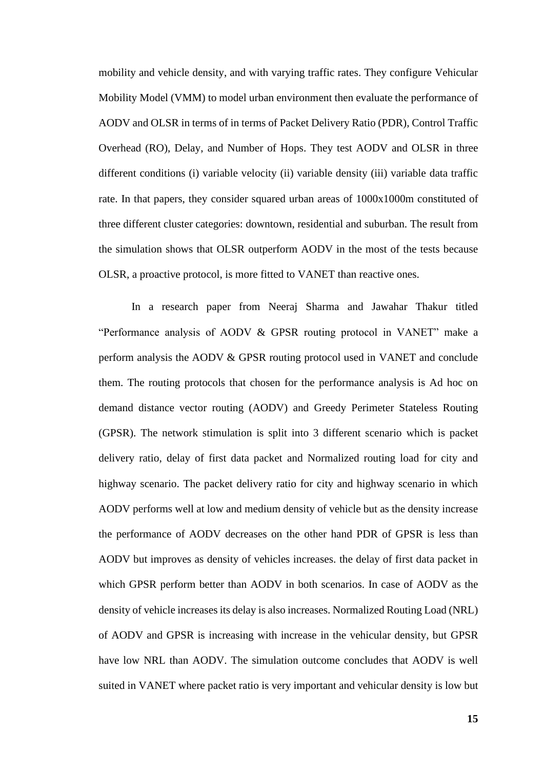mobility and vehicle density, and with varying traffic rates. They configure Vehicular Mobility Model (VMM) to model urban environment then evaluate the performance of AODV and OLSR in terms of in terms of Packet Delivery Ratio (PDR), Control Traffic Overhead (RO), Delay, and Number of Hops. They test AODV and OLSR in three different conditions (i) variable velocity (ii) variable density (iii) variable data traffic rate. In that papers, they consider squared urban areas of 1000x1000m constituted of three different cluster categories: downtown, residential and suburban. The result from the simulation shows that OLSR outperform AODV in the most of the tests because OLSR, a proactive protocol, is more fitted to VANET than reactive ones.

In a research paper from Neeraj Sharma and Jawahar Thakur titled "Performance analysis of AODV & GPSR routing protocol in VANET" make a perform analysis the AODV & GPSR routing protocol used in VANET and conclude them. The routing protocols that chosen for the performance analysis is Ad hoc on demand distance vector routing (AODV) and Greedy Perimeter Stateless Routing (GPSR). The network stimulation is split into 3 different scenario which is packet delivery ratio, delay of first data packet and Normalized routing load for city and highway scenario. The packet delivery ratio for city and highway scenario in which AODV performs well at low and medium density of vehicle but as the density increase the performance of AODV decreases on the other hand PDR of GPSR is less than AODV but improves as density of vehicles increases. the delay of first data packet in which GPSR perform better than AODV in both scenarios. In case of AODV as the density of vehicle increases its delay is also increases. Normalized Routing Load (NRL) of AODV and GPSR is increasing with increase in the vehicular density, but GPSR have low NRL than AODV. The simulation outcome concludes that AODV is well suited in VANET where packet ratio is very important and vehicular density is low but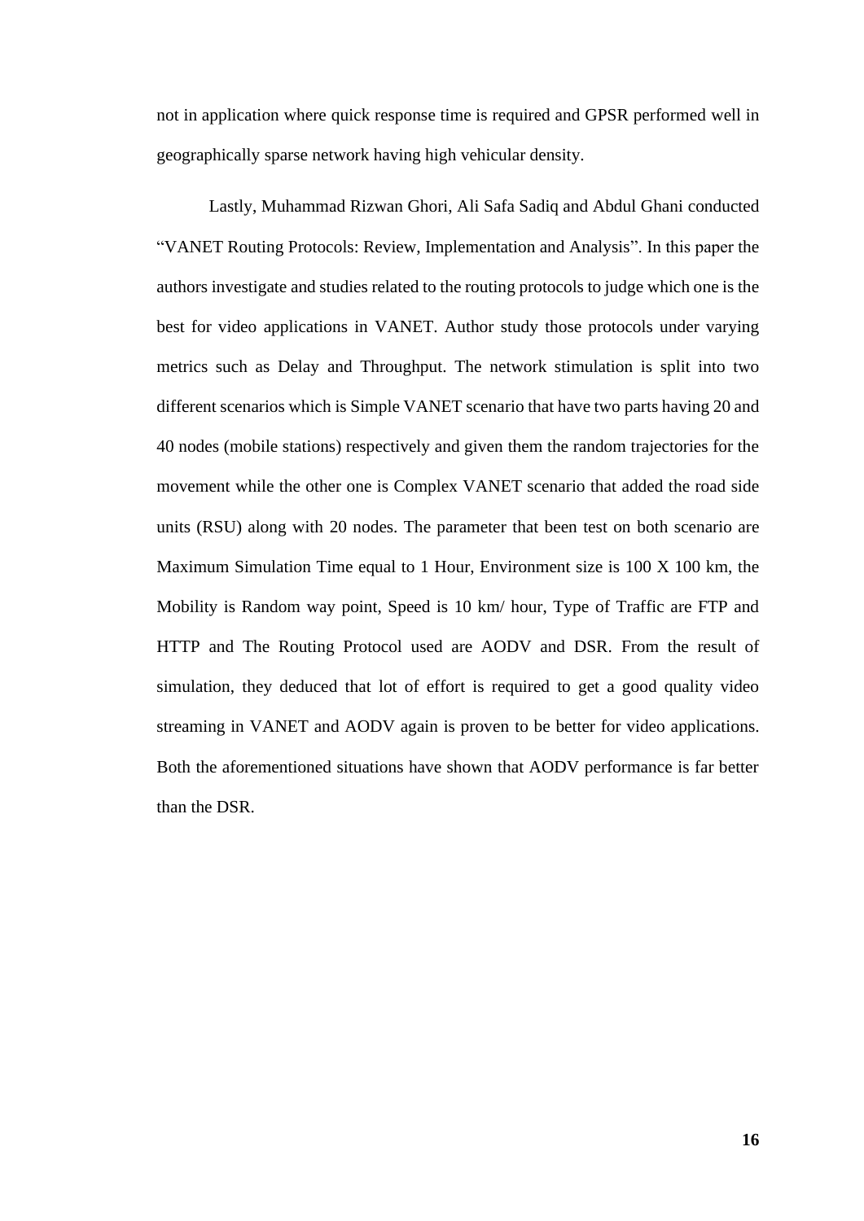not in application where quick response time is required and GPSR performed well in geographically sparse network having high vehicular density.

Lastly, Muhammad Rizwan Ghori, Ali Safa Sadiq and Abdul Ghani conducted "VANET Routing Protocols: Review, Implementation and Analysis". In this paper the authors investigate and studies related to the routing protocols to judge which one is the best for video applications in VANET. Author study those protocols under varying metrics such as Delay and Throughput. The network stimulation is split into two different scenarios which is Simple VANET scenario that have two parts having 20 and 40 nodes (mobile stations) respectively and given them the random trajectories for the movement while the other one is Complex VANET scenario that added the road side units (RSU) along with 20 nodes. The parameter that been test on both scenario are Maximum Simulation Time equal to 1 Hour, Environment size is 100 X 100 km, the Mobility is Random way point, Speed is 10 km/ hour, Type of Traffic are FTP and HTTP and The Routing Protocol used are AODV and DSR. From the result of simulation, they deduced that lot of effort is required to get a good quality video streaming in VANET and AODV again is proven to be better for video applications. Both the aforementioned situations have shown that AODV performance is far better than the DSR.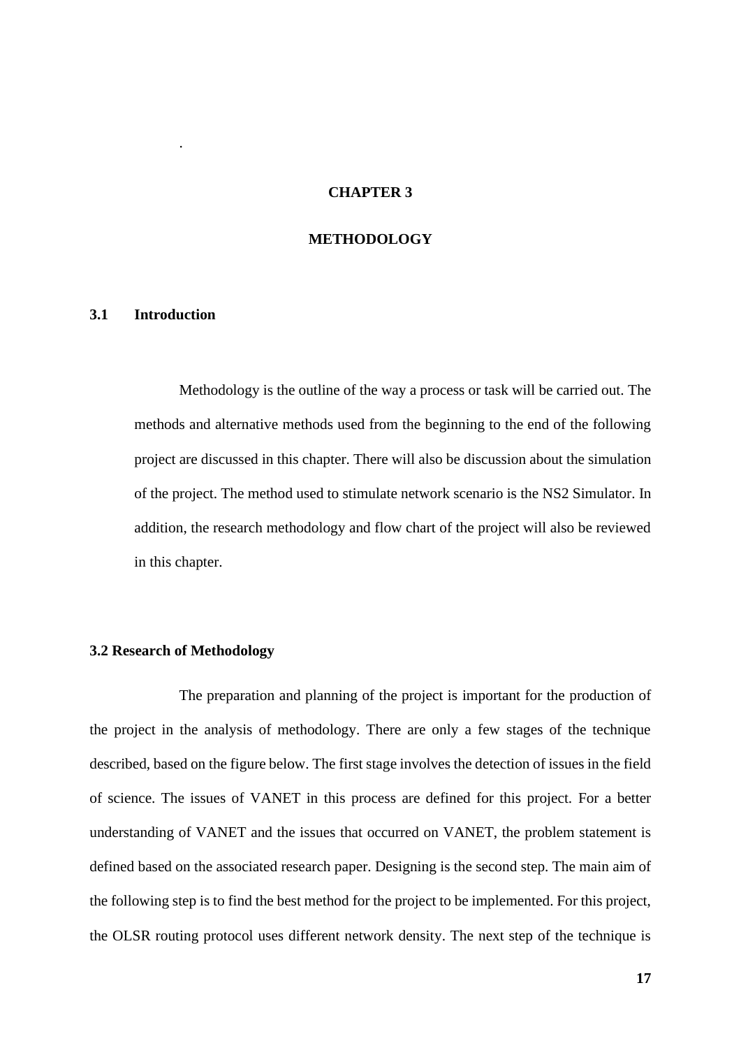.

# CHAPTER 3

# METHODOLOGY

## 3.1 Introduction

Methodology is the outline of the way a process or task will be carried out. The methods and alternative methods used from the beginning to the end of the following project are discussed in this chapter. There will also be discussion about the simulation of the project. The method used to stimulate network scenario is the NS2 Simulator. In addition, the research methodology and flow chart of the project will also be reviewed in this chapter.

## 3.2 Research of Methodology

The preparation and planning of the project is important for the production of the project in the analysis of methodology. There are only a few stages of the technique described, based on the figure below. The first stage involves the detection of issues in the field of science. The issues of VANET in this process are defined for this project. For a better understanding of VANET and the issues that occurred on VANET, the problem statement is defined based on the associated research paper. Designing is the second step. The main aim of the following step is to find the best method for the project to be implemented. For this project, the OLSR routing protocol uses different network density. The next step of the technique is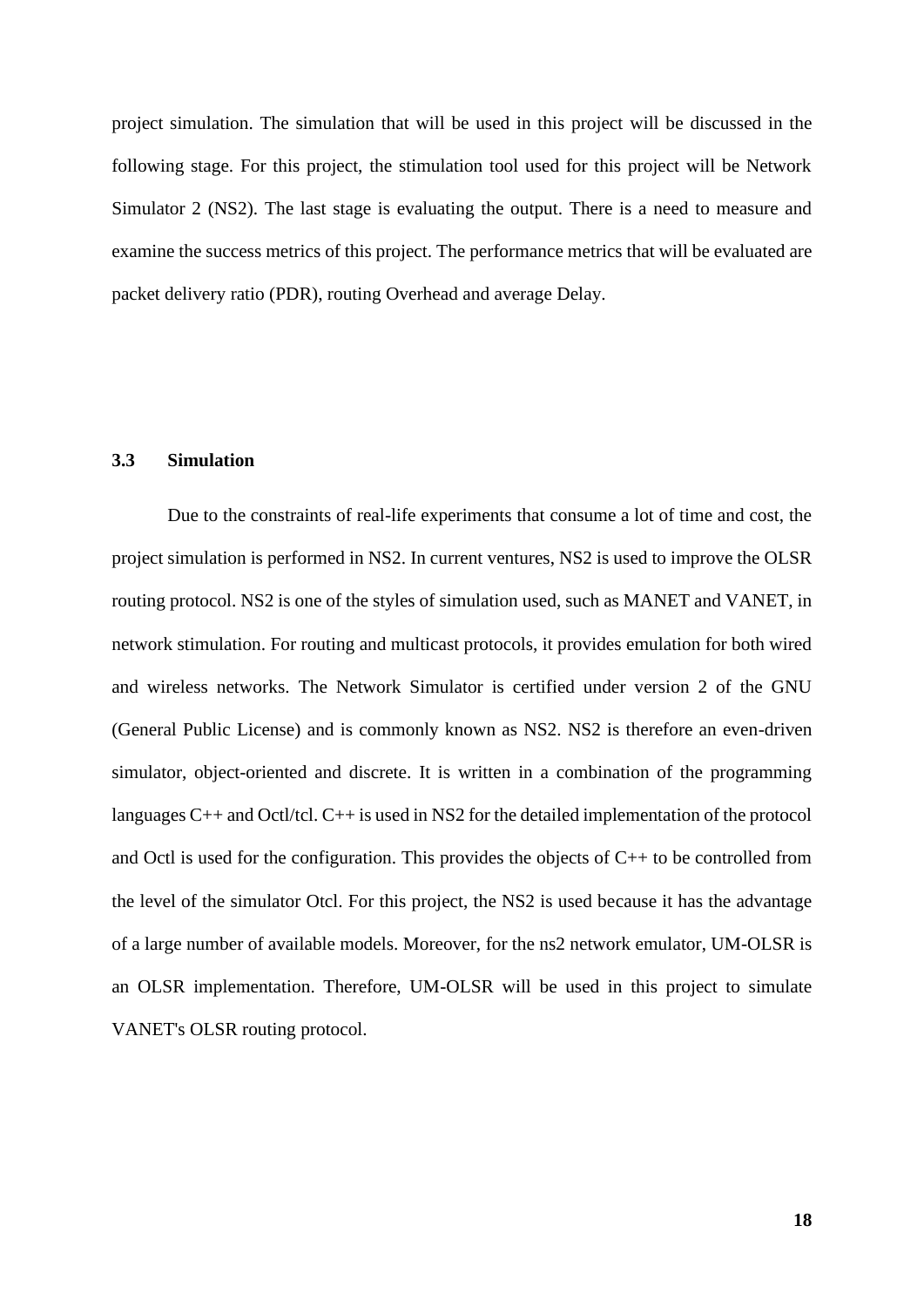project simulation. The simulation that will be used in this project will be discussed in the following stage. For this project, the stimulation tool used for this project will be Network Simulator 2 (NS2). The last stage is evaluating the output. There is a need to measure and examine the success metrics of this project. The performance metrics that will be evaluated are packet delivery ratio (PDR), routing Overhead and average Delay.

### 3.3 Simulation

Due to the constraints of real-life experiments that consume a lot of time and cost, the project simulation is performed in NS2. In current ventures, NS2 is used to improve the OLSR routing protocol. NS2 is one of the styles of simulation used, such as MANET and VANET, in network stimulation. For routing and multicast protocols, it provides emulation for both wired and wireless networks. The Network Simulator is certified under version 2 of the GNU (General Public License) and is commonly known as NS2. NS2 is therefore an even-driven simulator, object-oriented and discrete. It is written in a combination of the programming languages C++ and Octl/tcl. C++ is used in NS2 for the detailed implementation of the protocol and Octl is used for the configuration. This provides the objects of C++ to be controlled from the level of the simulator Otcl. For this project, the NS2 is used because it has the advantage of a large number of available models. Moreover, for the ns2 network emulator, UM-OLSR is an OLSR implementation. Therefore, UM-OLSR will be used in this project to simulate VANET's OLSR routing protocol.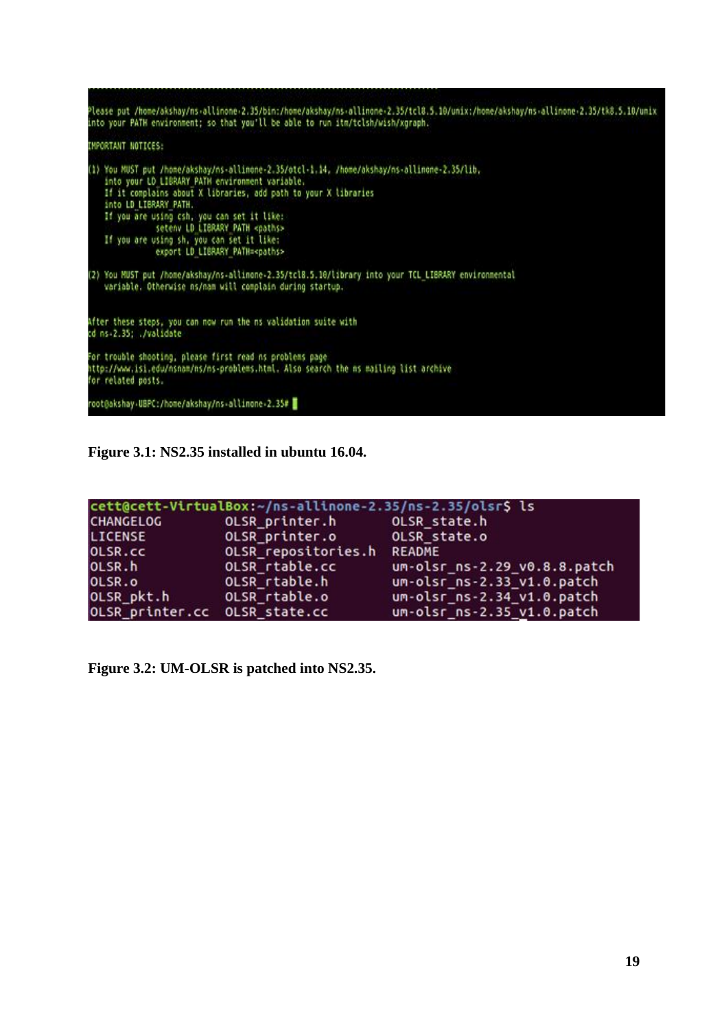```
Please put /home/akshay/ns-allinone-2.35/bin:/home/akshay/ns-allinone-2.35/tcl8.5.10/unix:/home/akshay/ns-allinone-2.35/tk8.5.10/unix
into your PATH environment; so that you'll be able to run itm/tclsh/wish/xgraph.

IMPORTANT NOTICES:

(1) You MUST put /home/akshay/ns-allinone-2.35/otcl-1.14, /home/akshay/ns-allinone-2.35/lib,
    into your LD_LIBRARY_PATH environment variable.
    If it complains about X libraries, add path to your X libraries
    into LD_LIBRARY_PATH.
    If you are using csh, you can set it like:
            setenv LD_LIBRARY_PATH <paths>
    If you are using sh, you can set it like:
            export LD_LIBRARY_PATH=<paths>

(2) You MUST put /home/akshay/ns-allinone-2.35/tcl8.5.10/library into your TCL_LIBRARY environmental
    variable. Otherwise ns/nam will complain during startup.


After these steps, you can now run the ns validation suite with
cd ns-2.35; ./validate

For trouble shooting, please first read ns problems page
http://www.isi.edu/nsnam/ns/ns-problems.html. Also search the ns mailing list archive
for related posts.

root@akshay-UBPC:/home/akshay/ns-allinone-2.35#
```

**Figure 3.1: NS2.35 installed in ubuntu 16.04.**

```
cett@cett-VirtualBox:~/ns-allinone-2.35/ns-2.35/olsr$ ls
CHANGELOG       OLSR_printer.h       OLSR_state.h
LICENSE         OLSR_printer.o       OLSR_state.o
OLSR.cc         OLSR_repositories.h  README
OLSR.h          OLSR_rtable.cc       um-olsr_ns-2.29_v0.8.8.patch
OLSR.o          OLSR_rtable.h        um-olsr_ns-2.33_v1.0.patch
OLSR_pkt.h      OLSR_rtable.o        um-olsr_ns-2.34_v1.0.patch
OLSR_printer.cc OLSR_state.cc        um-olsr_ns-2.35_v1.0.patch
```

**Figure 3.2: UM-OLSR is patched into NS2.35.**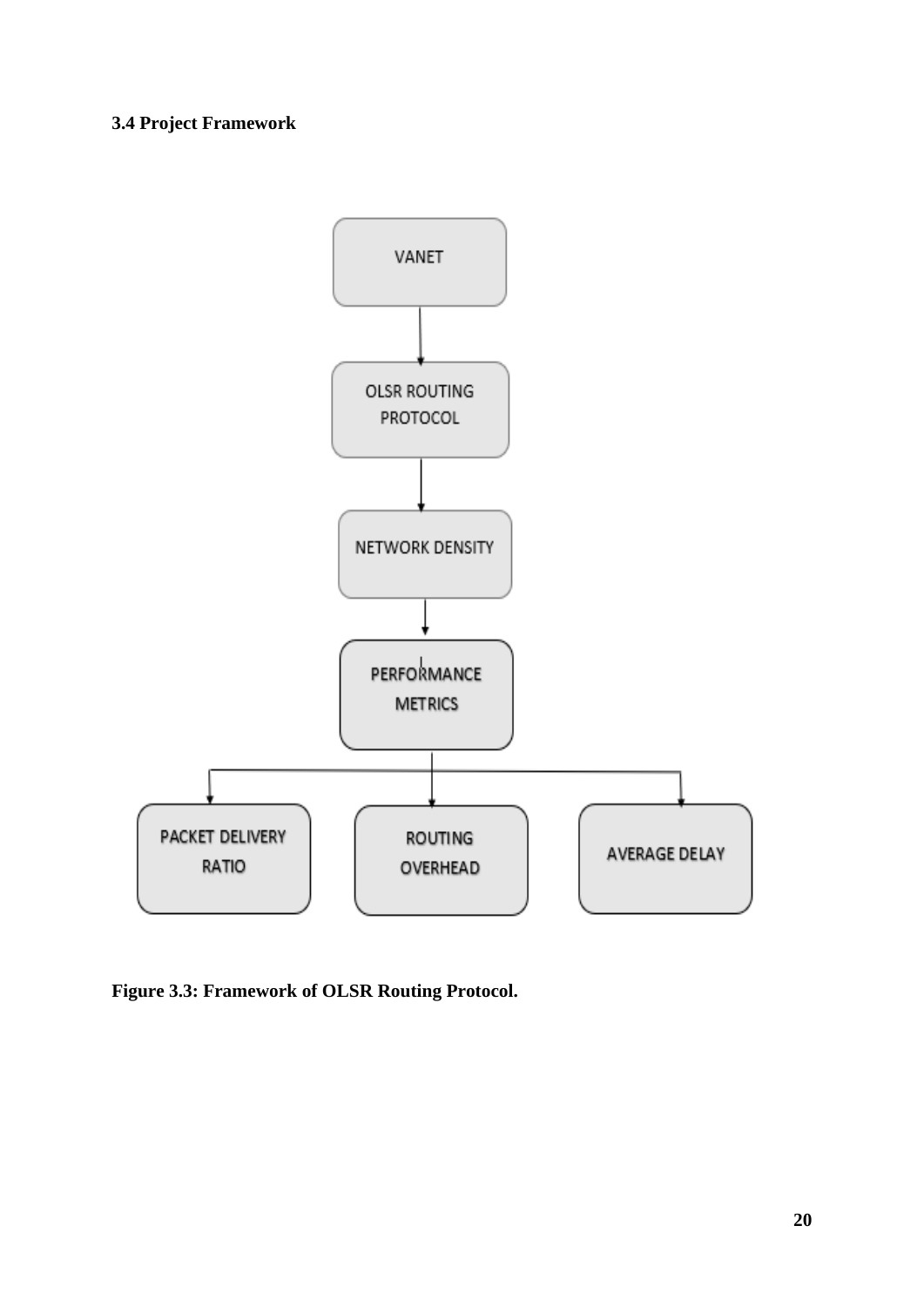### 3.4 Project Framework

VANET

OLSR ROUTING PROTOCOL

NETWORK DENSITY

PERFORMANCE METRICS

PACKET DELIVERY RATIO

ROUTING OVERHEAD

AVERAGE DELAY

**Figure 3.3: Framework of OLSR Routing Protocol.**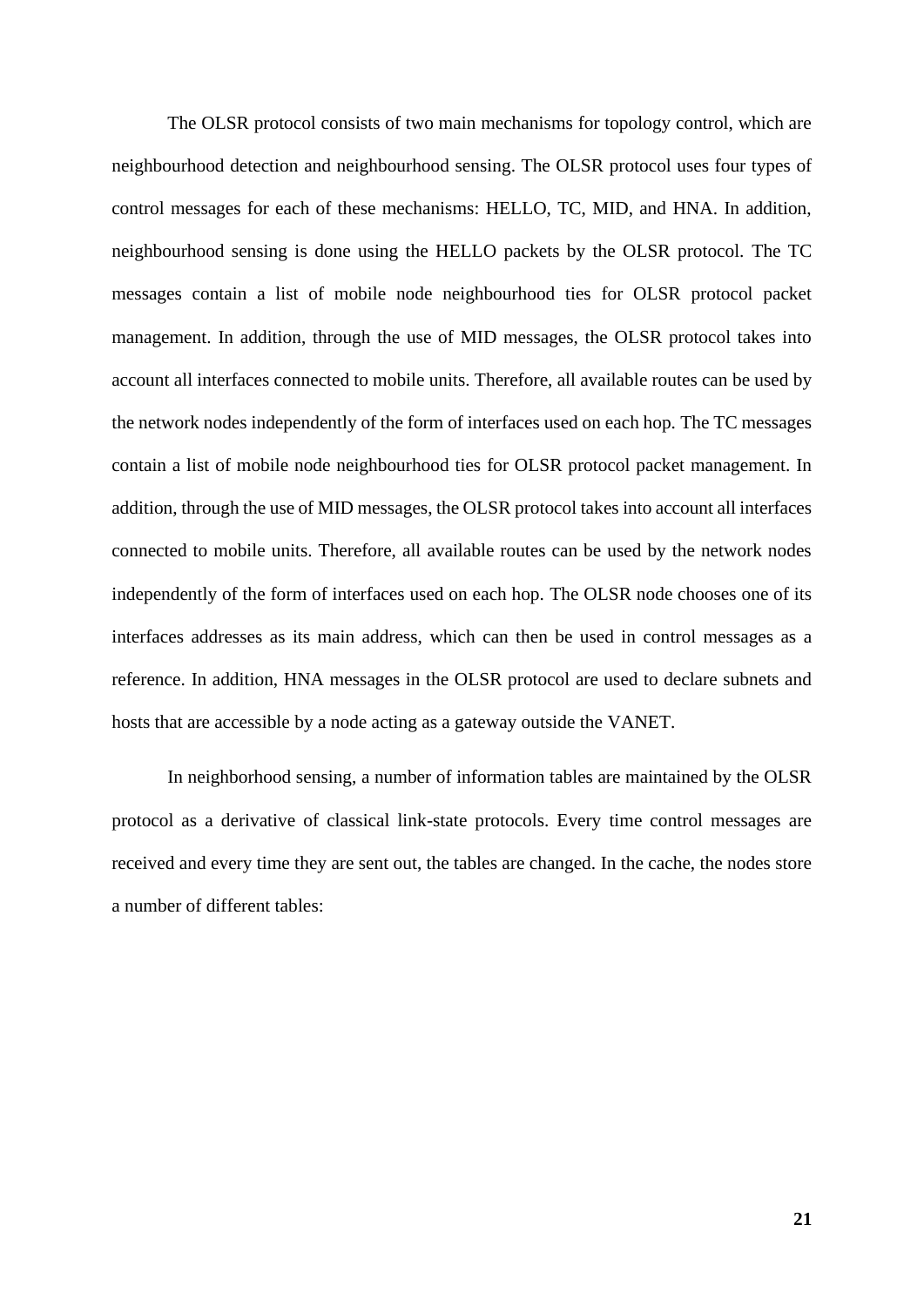The OLSR protocol consists of two main mechanisms for topology control, which are neighbourhood detection and neighbourhood sensing. The OLSR protocol uses four types of control messages for each of these mechanisms: HELLO, TC, MID, and HNA. In addition, neighbourhood sensing is done using the HELLO packets by the OLSR protocol. The TC messages contain a list of mobile node neighbourhood ties for OLSR protocol packet management. In addition, through the use of MID messages, the OLSR protocol takes into account all interfaces connected to mobile units. Therefore, all available routes can be used by the network nodes independently of the form of interfaces used on each hop. The TC messages contain a list of mobile node neighbourhood ties for OLSR protocol packet management. In addition, through the use of MID messages, the OLSR protocol takes into account all interfaces connected to mobile units. Therefore, all available routes can be used by the network nodes independently of the form of interfaces used on each hop. The OLSR node chooses one of its interfaces addresses as its main address, which can then be used in control messages as a reference. In addition, HNA messages in the OLSR protocol are used to declare subnets and hosts that are accessible by a node acting as a gateway outside the VANET.

In neighborhood sensing, a number of information tables are maintained by the OLSR protocol as a derivative of classical link-state protocols. Every time control messages are received and every time they are sent out, the tables are changed. In the cache, the nodes store a number of different tables: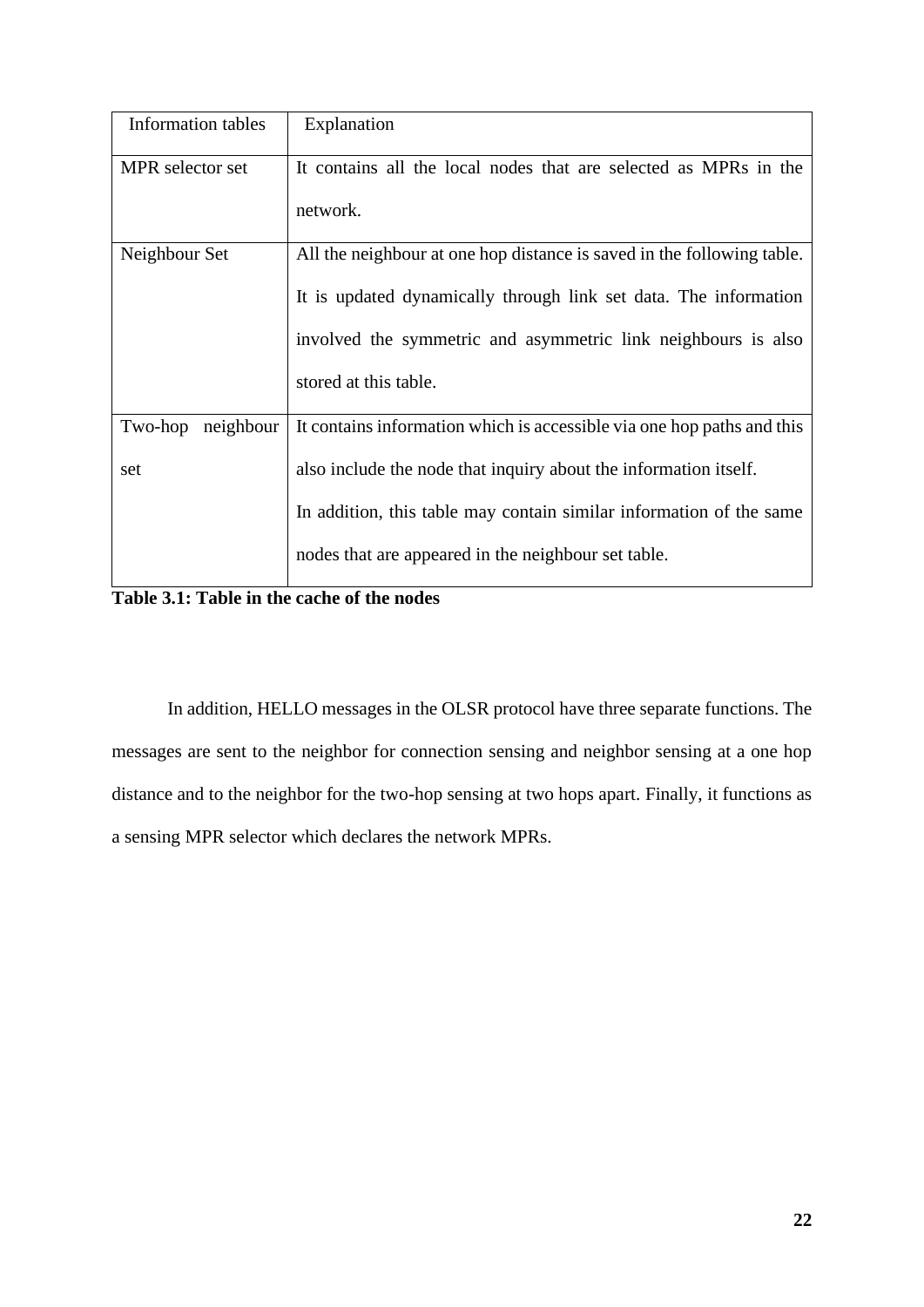| Information tables | Explanation |
|---|---|
| MPR selector set | It contains all the local nodes that are selected as MPRs in the network. |
| Neighbour Set | All the neighbour at one hop distance is saved in the following table. It is updated dynamically through link set data. The information involved the symmetric and asymmetric link neighbours is also stored at this table. |
| Two-hop neighbour set | It contains information which is accessible via one hop paths and this also include the node that inquiry about the information itself. In addition, this table may contain similar information of the same nodes that are appeared in the neighbour set table. |

**Table 3.1: Table in the cache of the nodes**

In addition, HELLO messages in the OLSR protocol have three separate functions. The messages are sent to the neighbor for connection sensing and neighbor sensing at a one hop distance and to the neighbor for the two-hop sensing at two hops apart. Finally, it functions as a sensing MPR selector which declares the network MPRs.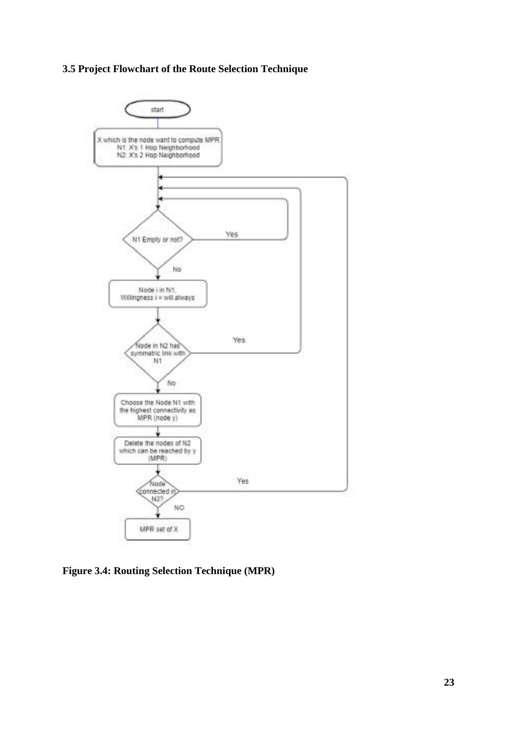### 3.5 Project Flowchart of the Route Selection Technique

start

X which is the node want to compute MPR
N1: X's 1 Hop Neighborhood
N2: X's 2 Hop Neighborhood

N1 Empty or not?

Yes

No

Node i in N1,
Willingness i = will always

Node in N2 has symmetric link with N1

Yes

No

Choose the Node N1 with the highest connectivity as MPR (node y)

Delete the nodes of N2 which can be reached by y (MPR)

Node connected in N2?

Yes

NO

MPR set of X

**Figure 3.4: Routing Selection Technique (MPR)**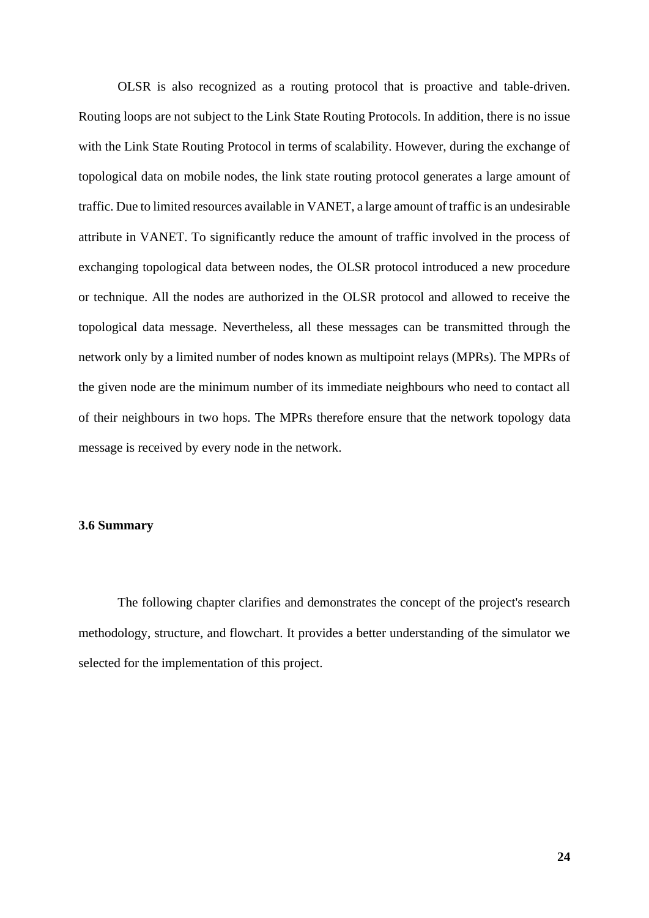OLSR is also recognized as a routing protocol that is proactive and table-driven. Routing loops are not subject to the Link State Routing Protocols. In addition, there is no issue with the Link State Routing Protocol in terms of scalability. However, during the exchange of topological data on mobile nodes, the link state routing protocol generates a large amount of traffic. Due to limited resources available in VANET, a large amount of traffic is an undesirable attribute in VANET. To significantly reduce the amount of traffic involved in the process of exchanging topological data between nodes, the OLSR protocol introduced a new procedure or technique. All the nodes are authorized in the OLSR protocol and allowed to receive the topological data message. Nevertheless, all these messages can be transmitted through the network only by a limited number of nodes known as multipoint relays (MPRs). The MPRs of the given node are the minimum number of its immediate neighbours who need to contact all of their neighbours in two hops. The MPRs therefore ensure that the network topology data message is received by every node in the network.

### 3.6 Summary

The following chapter clarifies and demonstrates the concept of the project's research methodology, structure, and flowchart. It provides a better understanding of the simulator we selected for the implementation of this project.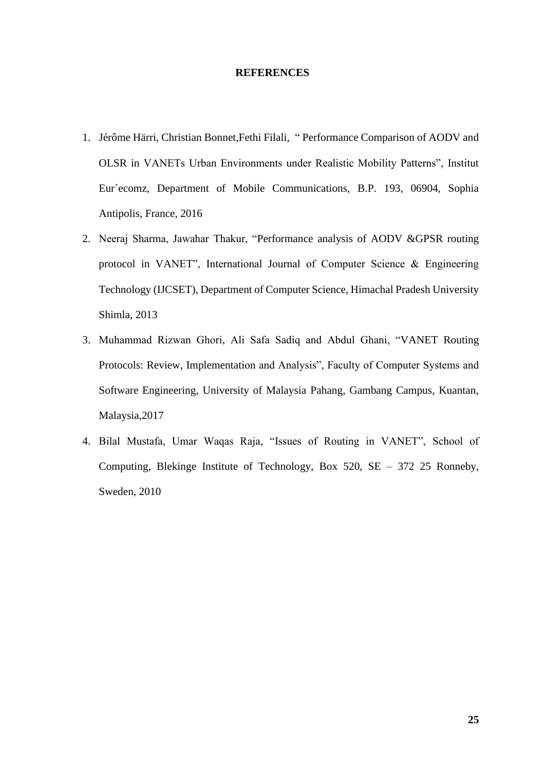**REFERENCES**

1. Jérôme Härri, Christian Bonnet,Fethi Filali, " Performance Comparison of AODV and OLSR in VANETs Urban Environments under Realistic Mobility Patterns", Institut Eur´ecomz, Department of Mobile Communications, B.P. 193, 06904, Sophia Antipolis, France, 2016
2. Neeraj Sharma, Jawahar Thakur, "Performance analysis of AODV &GPSR routing protocol in VANET", International Journal of Computer Science & Engineering Technology (IJCSET), Department of Computer Science, Himachal Pradesh University Shimla, 2013
3. Muhammad Rizwan Ghori, Ali Safa Sadiq and Abdul Ghani, "VANET Routing Protocols: Review, Implementation and Analysis", Faculty of Computer Systems and Software Engineering, University of Malaysia Pahang, Gambang Campus, Kuantan, Malaysia,2017
4. Bilal Mustafa, Umar Waqas Raja, "Issues of Routing in VANET", School of Computing, Blekinge Institute of Technology, Box 520, SE – 372 25 Ronneby, Sweden, 2010